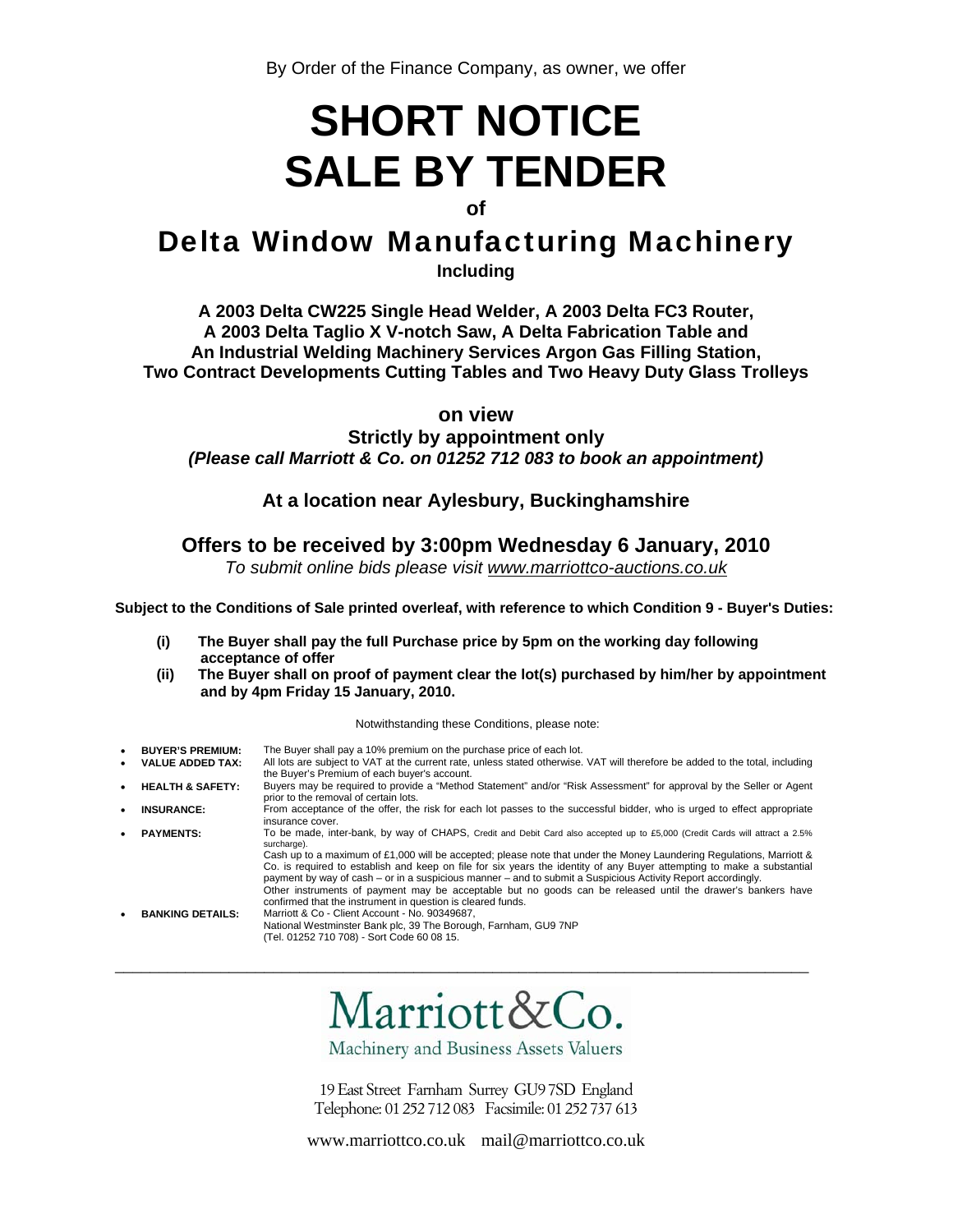By Order of the Finance Company, as owner, we offer

# SHORT NOTICE SALE BY TENDER

**of**

## Delta Window Manufacturing Machinery

**Including**

**A 2003 Delta CW225 Single Head Welder, A 2003 Delta FC3 Router, A 2003 Delta Taglio X V-notch Saw, A Delta Fabrication Table and An Industrial Welding Machinery Services Argon Gas Filling Station, Two Contract Developments Cutting Tables and Two Heavy Duty Glass Trolleys**

**on view**

**Strictly by appointment only**

***(Please call Marriott & Co. on 01252 712 083 to book an appointment)***

**At a location near Aylesbury, Buckinghamshire**

### Offers to be received by 3:00pm Wednesday 6 January, 2010

*To submit online bids please visit www.marriottco-auctions.co.uk*

**Subject to the Conditions of Sale printed overleaf, with reference to which Condition 9 - Buyer's Duties:**

**(i) The Buyer shall pay the full Purchase price by 5pm on the working day following acceptance of offer**

**(ii) The Buyer shall on proof of payment clear the lot(s) purchased by him/her by appointment and by 4pm Friday 15 January, 2010.**

Notwithstanding these Conditions, please note:

- **BUYER'S PREMIUM:** The Buyer shall pay a 10% premium on the purchase price of each lot.
- **VALUE ADDED TAX:** All lots are subject to VAT at the current rate, unless stated otherwise. VAT will therefore be added to the total, including the Buyer's Premium of each buyer's account.
- **HEALTH & SAFETY:** Buyers may be required to provide a "Method Statement" and/or "Risk Assessment" for approval by the Seller or Agent prior to the removal of certain lots.
- **INSURANCE:** From acceptance of the offer, the risk for each lot passes to the successful bidder, who is urged to effect appropriate insurance cover.
- **PAYMENTS:** To be made, inter-bank, by way of CHAPS, Credit and Debit Card also accepted up to £5,000 (Credit Cards will attract a 2.5% surcharge).
  Cash up to a maximum of £1,000 will be accepted; please note that under the Money Laundering Regulations, Marriott & Co. is required to establish and keep on file for six years the identity of any Buyer attempting to make a substantial payment by way of cash – or in a suspicious manner – and to submit a Suspicious Activity Report accordingly.
  Other instruments of payment may be acceptable but no goods can be released until the drawer's bankers have confirmed that the instrument in question is cleared funds.
- **BANKING DETAILS:** Marriott & Co - Client Account - No. 90349687, National Westminster Bank plc, 39 The Borough, Farnham, GU9 7NP (Tel. 01252 710 708) - Sort Code 60 08 15.

---

Marriott&Co.

Machinery and Business Assets Valuers

19 East Street Farnham Surrey GU9 7SD England
Telephone: 01 252 712 083 Facsimile: 01 252 737 613

www.marriottco.co.uk mail@marriottco.co.uk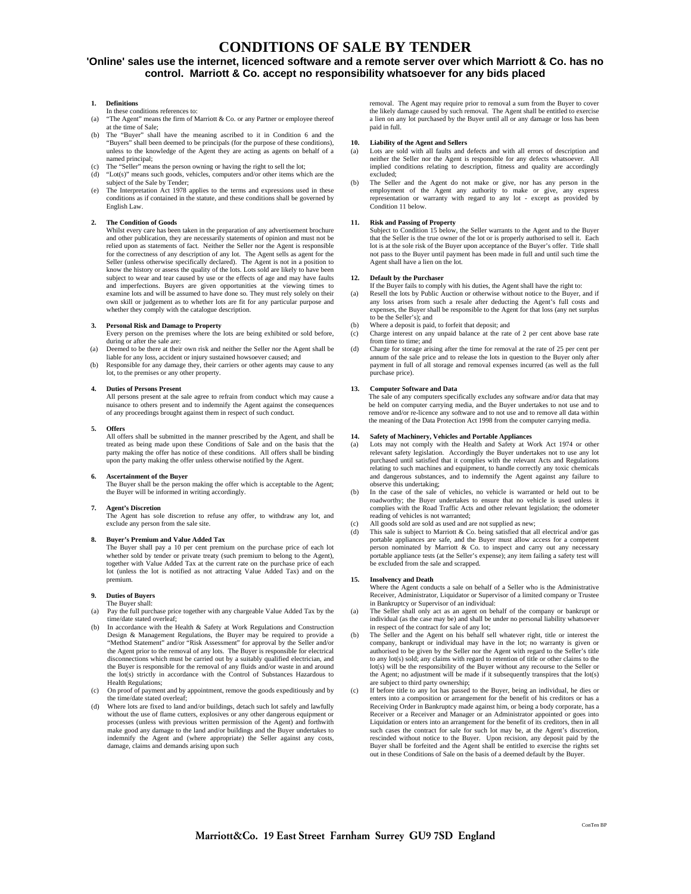# CONDITIONS OF SALE BY TENDER

## 'Online' sales use the internet, licenced software and a remote server over which Marriott & Co. has no control. Marriott & Co. accept no responsibility whatsoever for any bids placed

**1. Definitions**

In these conditions references to:

(a) "The Agent" means the firm of Marriott & Co. or any Partner or employee thereof at the time of Sale;

(b) The "Buyer" shall have the meaning ascribed to it in Condition 6 and the "Buyers" shall been deemed to be principals (for the purpose of these conditions), unless to the knowledge of the Agent they are acting as agents on behalf of a named principal;

(c) The "Seller" means the person owning or having the right to sell the lot;

(d) "Lot(s)" means such goods, vehicles, computers and/or other items which are the subject of the Sale by Tender;

(e) The Interpretation Act 1978 applies to the terms and expressions used in these conditions as if contained in the statute, and these conditions shall be governed by English Law.

**2. The Condition of Goods**

Whilst every care has been taken in the preparation of any advertisement brochure and other publication, they are necessarily statements of opinion and must not be relied upon as statements of fact. Neither the Seller nor the Agent is responsible for the correctness of any description of any lot. The Agent sells as agent for the Seller (unless otherwise specifically declared). The Agent is not in a position to know the history or assess the quality of the lots. Lots sold are likely to have been subject to wear and tear caused by use or the effects of age and may have faults and imperfections. Buyers are given opportunities at the viewing times to examine lots and will be assumed to have done so. They must rely solely on their own skill or judgement as to whether lots are fit for any particular purpose and whether they comply with the catalogue description.

**3. Personal Risk and Damage to Property**

Every person on the premises where the lots are being exhibited or sold before, during or after the sale are:

(a) Deemed to be there at their own risk and neither the Seller nor the Agent shall be liable for any loss, accident or injury sustained howsoever caused; and

(b) Responsible for any damage they, their carriers or other agents may cause to any lot, to the premises or any other property.

**4. Duties of Persons Present**

All persons present at the sale agree to refrain from conduct which may cause a nuisance to others present and to indemnify the Agent against the consequences of any proceedings brought against them in respect of such conduct.

**5. Offers**

All offers shall be submitted in the manner prescribed by the Agent, and shall be treated as being made upon these Conditions of Sale and on the basis that the party making the offer has notice of these conditions. All offers shall be binding upon the party making the offer unless otherwise notified by the Agent.

**6. Ascertainment of the Buyer**

The Buyer shall be the person making the offer which is acceptable to the Agent; the Buyer will be informed in writing accordingly.

**7. Agent's Discretion**

The Agent has sole discretion to refuse any offer, to withdraw any lot, and exclude any person from the sale site.

**8. Buyer's Premium and Value Added Tax**

The Buyer shall pay a 10 per cent premium on the purchase price of each lot whether sold by tender or private treaty (such premium to belong to the Agent), together with Value Added Tax at the current rate on the purchase price of each lot (unless the lot is notified as not attracting Value Added Tax) and on the premium.

**9. Duties of Buyers**

The Buyer shall:

(a) Pay the full purchase price together with any chargeable Value Added Tax by the time/date stated overleaf;

(b) In accordance with the Health & Safety at Work Regulations and Construction Design & Management Regulations, the Buyer may be required to provide a "Method Statement" and/or "Risk Assessment" for approval by the Seller and/or the Agent prior to the removal of any lots. The Buyer is responsible for electrical disconnections which must be carried out by a suitably qualified electrician, and the Buyer is responsible for the removal of any fluids and/or waste in and around the lot(s) strictly in accordance with the Control of Substances Hazardous to Health Regulations;

(c) On proof of payment and by appointment, remove the goods expeditiously and by the time/date stated overleaf;

(d) Where lots are fixed to land and/or buildings, detach such lot safely and lawfully without the use of flame cutters, explosives or any other dangerous equipment or processes (unless with previous written permission of the Agent) and forthwith make good any damage to the land and/or buildings and the Buyer undertakes to indemnify the Agent and (where appropriate) the Seller against any costs, damage, claims and demands arising upon such removal. The Agent may require prior to removal a sum from the Buyer to cover the likely damage caused by such removal. The Agent shall be entitled to exercise a lien on any lot purchased by the Buyer until all or any damage or loss has been paid in full.

**10. Liability of the Agent and Sellers**

(a) Lots are sold with all faults and defects and with all errors of description and neither the Seller nor the Agent is responsible for any defects whatsoever. All implied conditions relating to description, fitness and quality are accordingly excluded;

(b) The Seller and the Agent do not make or give, nor has any person in the employment of the Agent any authority to make or give, any express representation or warranty with regard to any lot - except as provided by Condition 11 below.

**11. Risk and Passing of Property**

Subject to Condition 15 below, the Seller warrants to the Agent and to the Buyer that the Seller is the true owner of the lot or is properly authorised to sell it. Each lot is at the sole risk of the Buyer upon acceptance of the Buyer's offer. Title shall not pass to the Buyer until payment has been made in full and until such time the Agent shall have a lien on the lot.

**12. Default by the Purchaser**

If the Buyer fails to comply with his duties, the Agent shall have the right to:

(a) Resell the lots by Public Auction or otherwise without notice to the Buyer, and if any loss arises from such a resale after deducting the Agent's full costs and expenses, the Buyer shall be responsible to the Agent for that loss (any net surplus to be the Seller's); and

(b) Where a deposit is paid, to forfeit that deposit; and

(c) Charge interest on any unpaid balance at the rate of 2 per cent above base rate from time to time; and

(d) Charge for storage arising after the time for removal at the rate of 25 per cent per annum of the sale price and to release the lots in question to the Buyer only after payment in full of all storage and removal expenses incurred (as well as the full purchase price).

**13. Computer Software and Data**

The sale of any computers specifically excludes any software and/or data that may be held on computer carrying media, and the Buyer undertakes to not use and to remove and/or re-licence any software and to not use and to remove all data within the meaning of the Data Protection Act 1998 from the computer carrying media.

**14. Safety of Machinery, Vehicles and Portable Appliances**

(a) Lots may not comply with the Health and Safety at Work Act 1974 or other relevant safety legislation. Accordingly the Buyer undertakes not to use any lot purchased until satisfied that it complies with the relevant Acts and Regulations relating to such machines and equipment, to handle correctly any toxic chemicals and dangerous substances, and to indemnify the Agent against any failure to observe this undertaking;

(b) In the case of the sale of vehicles, no vehicle is warranted or held out to be roadworthy; the Buyer undertakes to ensure that no vehicle is used unless it complies with the Road Traffic Acts and other relevant legislation; the odometer reading of vehicles is not warranted;

(c) All goods sold are sold as used and are not supplied as new;

(d) This sale is subject to Marriott & Co. being satisfied that all electrical and/or gas portable appliances are safe, and the Buyer must allow access for a competent person nominated by Marriott & Co. to inspect and carry out any necessary portable appliance tests (at the Seller's expense); any item failing a safety test will be excluded from the sale and scrapped.

**15. Insolvency and Death**

Where the Agent conducts a sale on behalf of a Seller who is the Administrative Receiver, Administrator, Liquidator or Supervisor of a limited company or Trustee in Bankruptcy or Supervisor of an individual:

(a) The Seller shall only act as an agent on behalf of the company or bankrupt or individual (as the case may be) and shall be under no personal liability whatsoever in respect of the contract for sale of any lot;

(b) The Seller and the Agent on his behalf sell whatever right, title or interest the company, bankrupt or individual may have in the lot; no warranty is given or authorised to be given by the Seller nor the Agent with regard to the Seller's title to any lot(s) sold; any claims with regard to retention of title or other claims to the lot(s) will be the responsibility of the Buyer without any recourse to the Seller or the Agent; no adjustment will be made if it subsequently transpires that the lot(s) are subject to third party ownership;

(c) If before title to any lot has passed to the Buyer, being an individual, he dies or enters into a composition or arrangement for the benefit of his creditors or has a Receiving Order in Bankruptcy made against him, or being a body corporate, has a Receiver or a Receiver and Manager or an Administrator appointed or goes into Liquidation or enters into an arrangement for the benefit of its creditors, then in all such cases the contract for sale for such lot may be, at the Agent's discretion, rescinded without notice to the Buyer. Upon recision, any deposit paid by the Buyer shall be forfeited and the Agent shall be entitled to exercise the rights set out in these Conditions of Sale on the basis of a deemed default by the Buyer.

ConTen BP

Marriott&Co. 19 East Street Farnham Surrey GU9 7SD England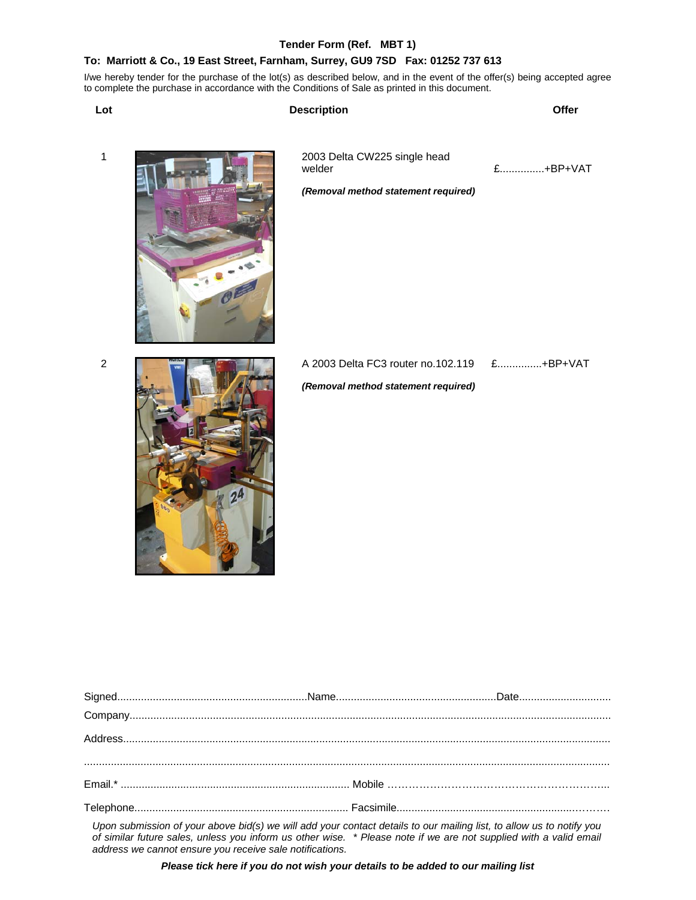**Tender Form (Ref. MBT 1)**

**To: Marriott & Co., 19 East Street, Farnham, Surrey, GU9 7SD Fax: 01252 737 613**

I/we hereby tender for the purchase of the lot(s) as described below, and in the event of the offer(s) being accepted agree to complete the purchase in accordance with the Conditions of Sale as printed in this document.

| Lot | Description | Offer |
| --- | --- | --- |
| 1 | 2003 Delta CW225 single head welder<br>***(Removal method statement required)*** | £...............+BP+VAT |
| 2 | A 2003 Delta FC3 router no.102.119<br>***(Removal method statement required)*** | £...............+BP+VAT |

Signed................................................................Name......................................................Date...............................

Company...............................................................................................................................................

Address.................................................................................................................................................

...............................................................................................................................................................

Email.* ............................................................................ Mobile …………………………………………………..

Telephone....................................................................... Facsimile..................................................................

*Upon submission of your above bid(s) we will add your contact details to our mailing list, to allow us to notify you of similar future sales, unless you inform us other wise. * Please note if we are not supplied with a valid email address we cannot ensure you receive sale notifications.*

***Please tick here if you do not wish your details to be added to our mailing list***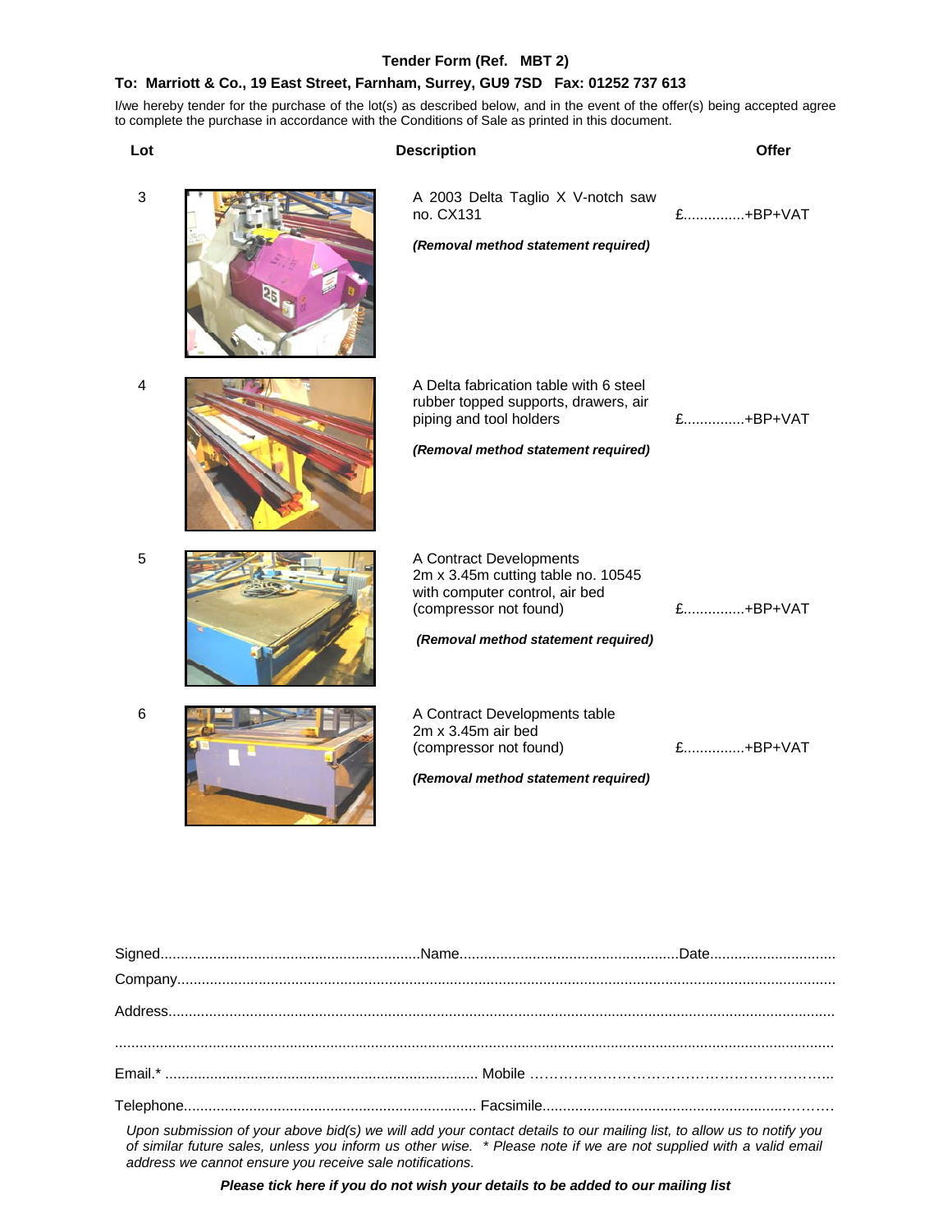**Tender Form (Ref. MBT 2)**

**To: Marriott & Co., 19 East Street, Farnham, Surrey, GU9 7SD Fax: 01252 737 613**

I/we hereby tender for the purchase of the lot(s) as described below, and in the event of the offer(s) being accepted agree to complete the purchase in accordance with the Conditions of Sale as printed in this document.

| Lot | Description | Offer |
|---|---|---|
| 3 | A 2003 Delta Taglio X V-notch saw no. CX131<br><br>***(Removal method statement required)*** | £...............+BP+VAT |
| 4 | A Delta fabrication table with 6 steel rubber topped supports, drawers, air piping and tool holders<br><br>***(Removal method statement required)*** | £...............+BP+VAT |
| 5 | A Contract Developments 2m x 3.45m cutting table no. 10545 with computer control, air bed (compressor not found)<br><br>***(Removal method statement required)*** | £...............+BP+VAT |
| 6 | A Contract Developments table 2m x 3.45m air bed (compressor not found)<br><br>***(Removal method statement required)*** | £...............+BP+VAT |

Signed................................................................Name......................................................Date...............................

Company...............................................................................................................................................

Address.................................................................................................................................................

..............................................................................................................................................................

Email.* ............................................................................ Mobile ……………………………………………………..

Telephone....................................................................... Facsimile.........................................................……

*Upon submission of your above bid(s) we will add your contact details to our mailing list, to allow us to notify you of similar future sales, unless you inform us other wise. * Please note if we are not supplied with a valid email address we cannot ensure you receive sale notifications.*

***Please tick here if you do not wish your details to be added to our mailing list***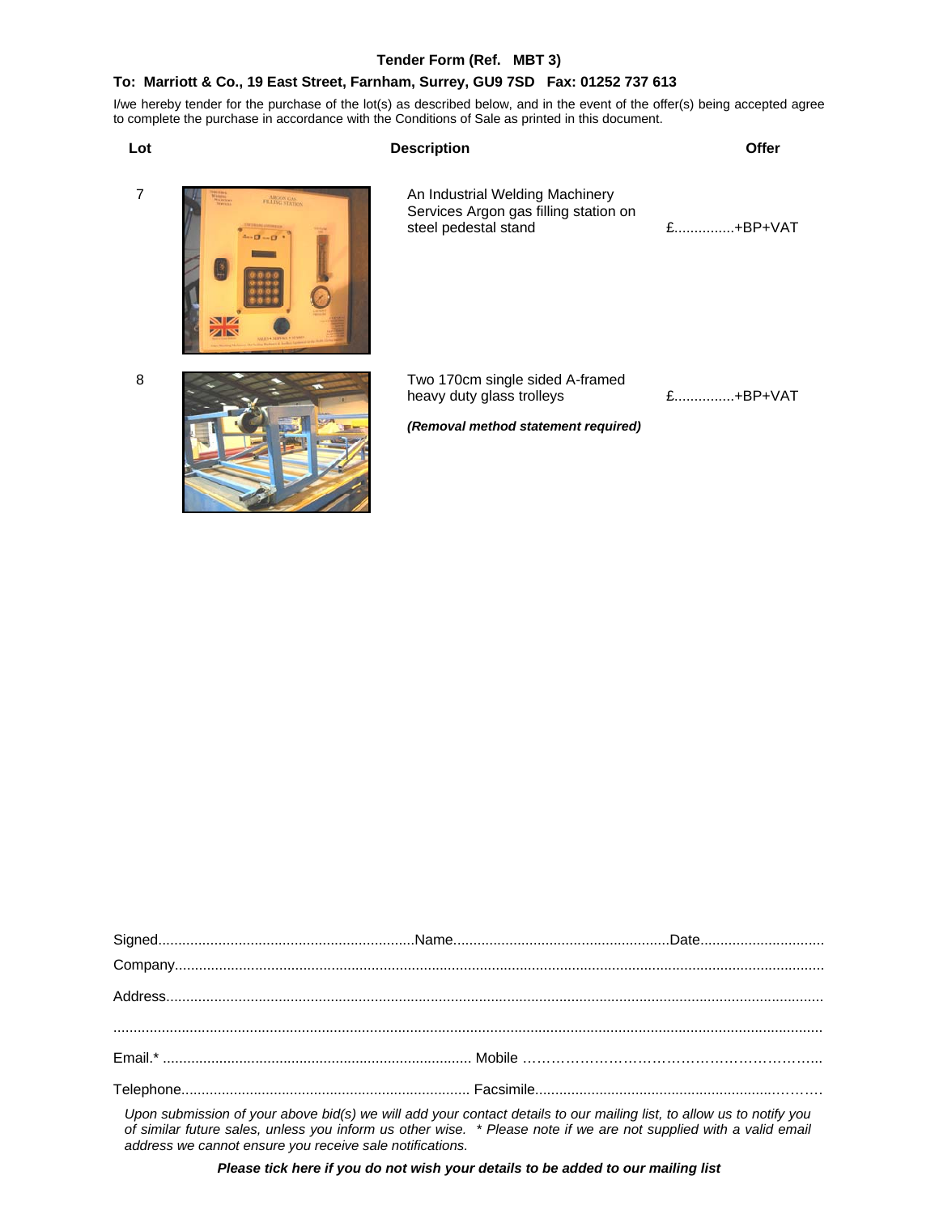**Tender Form (Ref. MBT 3)**

**To: Marriott & Co., 19 East Street, Farnham, Surrey, GU9 7SD Fax: 01252 737 613**

I/we hereby tender for the purchase of the lot(s) as described below, and in the event of the offer(s) being accepted agree to complete the purchase in accordance with the Conditions of Sale as printed in this document.

| Lot | Description | Offer |
|---|---|---|
| 7 | An Industrial Welding Machinery Services Argon gas filling station on steel pedestal stand | £...............+BP+VAT |
| 8 | Two 170cm single sided A-framed heavy duty glass trolleys<br>***(Removal method statement required)*** | £...............+BP+VAT |

Signed................................................................Name......................................................Date...............................

Company..............................................................................................................................................................

Address.................................................................................................................................................................

..............................................................................................................................................................................

Email.* ............................................................................ Mobile ……………………………………………………..

Telephone....................................................................... Facsimile.......................................................………

*Upon submission of your above bid(s) we will add your contact details to our mailing list, to allow us to notify you of similar future sales, unless you inform us other wise. * Please note if we are not supplied with a valid email address we cannot ensure you receive sale notifications.*

***Please tick here if you do not wish your details to be added to our mailing list***